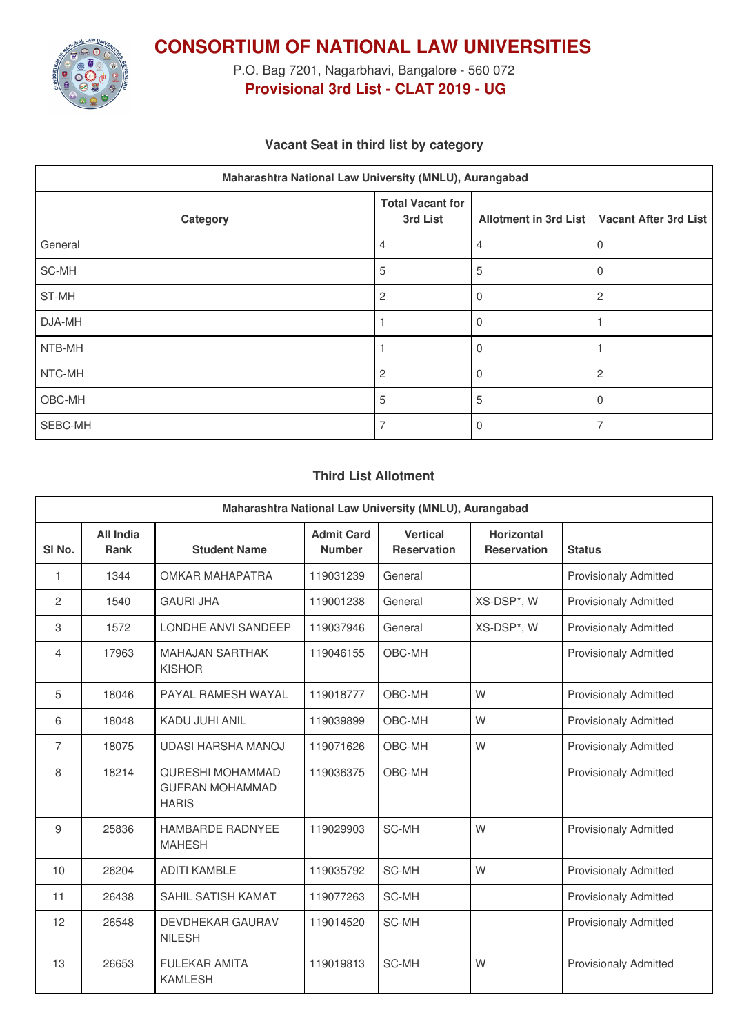# CONSORTIUM OF NATIONAL LAW UNIVERSITIES

P.O. Bag 7201, Nagarbhavi, Bangalore - 560 072

**Provisional 3rd List - CLAT 2019 - UG**

### Vacant Seat in third list by category

| Maharashtra National Law University (MNLU), Aurangabad | | | |
|---|---|---|---|
| **Category** | **Total Vacant for 3rd List** | **Allotment in 3rd List** | **Vacant After 3rd List** |
| General | 4 | 4 | 0 |
| SC-MH | 5 | 5 | 0 |
| ST-MH | 2 | 0 | 2 |
| DJA-MH | 1 | 0 | 1 |
| NTB-MH | 1 | 0 | 1 |
| NTC-MH | 2 | 0 | 2 |
| OBC-MH | 5 | 5 | 0 |
| SEBC-MH | 7 | 0 | 7 |

### Third List Allotment

| Maharashtra National Law University (MNLU), Aurangabad | | | | | | |
|---|---|---|---|---|---|---|
| **Sl No.** | **All India Rank** | **Student Name** | **Admit Card Number** | **Vertical Reservation** | **Horizontal Reservation** | **Status** |
| 1 | 1344 | OMKAR MAHAPATRA | 119031239 | General | | Provisionaly Admitted |
| 2 | 1540 | GAURI JHA | 119001238 | General | XS-DSP*, W | Provisionaly Admitted |
| 3 | 1572 | LONDHE ANVI SANDEEP | 119037946 | General | XS-DSP*, W | Provisionaly Admitted |
| 4 | 17963 | MAHAJAN SARTHAK KISHOR | 119046155 | OBC-MH | | Provisionaly Admitted |
| 5 | 18046 | PAYAL RAMESH WAYAL | 119018777 | OBC-MH | W | Provisionaly Admitted |
| 6 | 18048 | KADU JUHI ANIL | 119039899 | OBC-MH | W | Provisionaly Admitted |
| 7 | 18075 | UDASI HARSHA MANOJ | 119071626 | OBC-MH | W | Provisionaly Admitted |
| 8 | 18214 | QURESHI MOHAMMAD GUFRAN MOHAMMAD HARIS | 119036375 | OBC-MH | | Provisionaly Admitted |
| 9 | 25836 | HAMBARDE RADNYEE MAHESH | 119029903 | SC-MH | W | Provisionaly Admitted |
| 10 | 26204 | ADITI KAMBLE | 119035792 | SC-MH | W | Provisionaly Admitted |
| 11 | 26438 | SAHIL SATISH KAMAT | 119077263 | SC-MH | | Provisionaly Admitted |
| 12 | 26548 | DEVDHEKAR GAURAV NILESH | 119014520 | SC-MH | | Provisionaly Admitted |
| 13 | 26653 | FULEKAR AMITA KAMLESH | 119019813 | SC-MH | W | Provisionaly Admitted |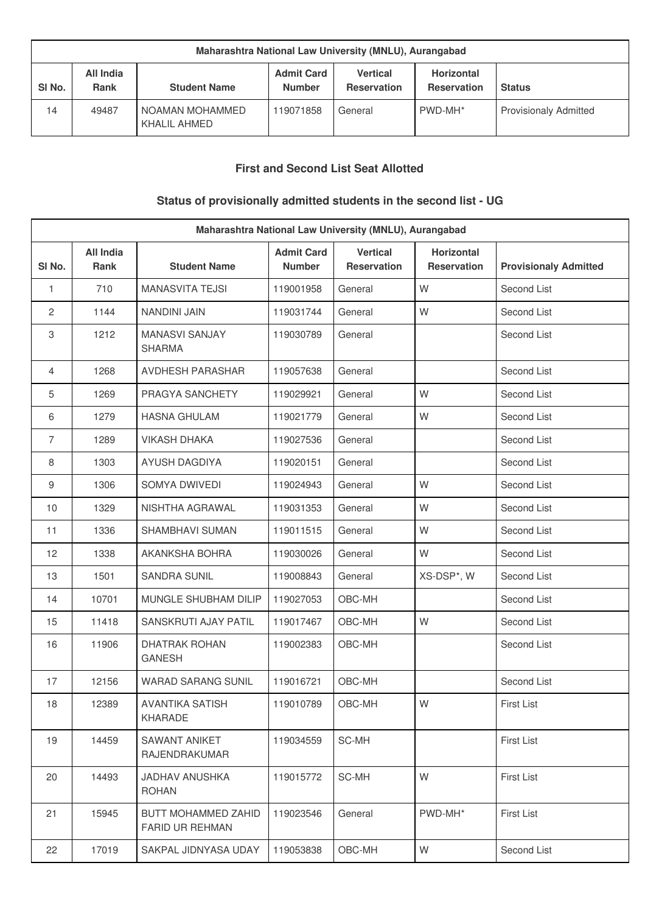| Maharashtra National Law University (MNLU), Aurangabad | | | | | | |
|---|---|---|---|---|---|---|
| Sl No. | All India Rank | Student Name | Admit Card Number | Vertical Reservation | Horizontal Reservation | Status |
| 14 | 49487 | NOAMAN MOHAMMED KHALIL AHMED | 119071858 | General | PWD-MH* | Provisionaly Admitted |

### First and Second List Seat Allotted

### Status of provisionally admitted students in the second list - UG

| Maharashtra National Law University (MNLU), Aurangabad | | | | | | |
|---|---|---|---|---|---|---|
| Sl No. | All India Rank | Student Name | Admit Card Number | Vertical Reservation | Horizontal Reservation | Provisionaly Admitted |
| 1 | 710 | MANASVITA TEJSI | 119001958 | General | W | Second List |
| 2 | 1144 | NANDINI JAIN | 119031744 | General | W | Second List |
| 3 | 1212 | MANASVI SANJAY SHARMA | 119030789 | General | | Second List |
| 4 | 1268 | AVDHESH PARASHAR | 119057638 | General | | Second List |
| 5 | 1269 | PRAGYA SANCHETY | 119029921 | General | W | Second List |
| 6 | 1279 | HASNA GHULAM | 119021779 | General | W | Second List |
| 7 | 1289 | VIKASH DHAKA | 119027536 | General | | Second List |
| 8 | 1303 | AYUSH DAGDIYA | 119020151 | General | | Second List |
| 9 | 1306 | SOMYA DWIVEDI | 119024943 | General | W | Second List |
| 10 | 1329 | NISHTHA AGRAWAL | 119031353 | General | W | Second List |
| 11 | 1336 | SHAMBHAVI SUMAN | 119011515 | General | W | Second List |
| 12 | 1338 | AKANKSHA BOHRA | 119030026 | General | W | Second List |
| 13 | 1501 | SANDRA SUNIL | 119008843 | General | XS-DSP*, W | Second List |
| 14 | 10701 | MUNGLE SHUBHAM DILIP | 119027053 | OBC-MH | | Second List |
| 15 | 11418 | SANSKRUTI AJAY PATIL | 119017467 | OBC-MH | W | Second List |
| 16 | 11906 | DHATRAK ROHAN GANESH | 119002383 | OBC-MH | | Second List |
| 17 | 12156 | WARAD SARANG SUNIL | 119016721 | OBC-MH | | Second List |
| 18 | 12389 | AVANTIKA SATISH KHARADE | 119010789 | OBC-MH | W | First List |
| 19 | 14459 | SAWANT ANIKET RAJENDRAKUMAR | 119034559 | SC-MH | | First List |
| 20 | 14493 | JADHAV ANUSHKA ROHAN | 119015772 | SC-MH | W | First List |
| 21 | 15945 | BUTT MOHAMMED ZAHID FARID UR REHMAN | 119023546 | General | PWD-MH* | First List |
| 22 | 17019 | SAKPAL JIDNYASA UDAY | 119053838 | OBC-MH | W | Second List |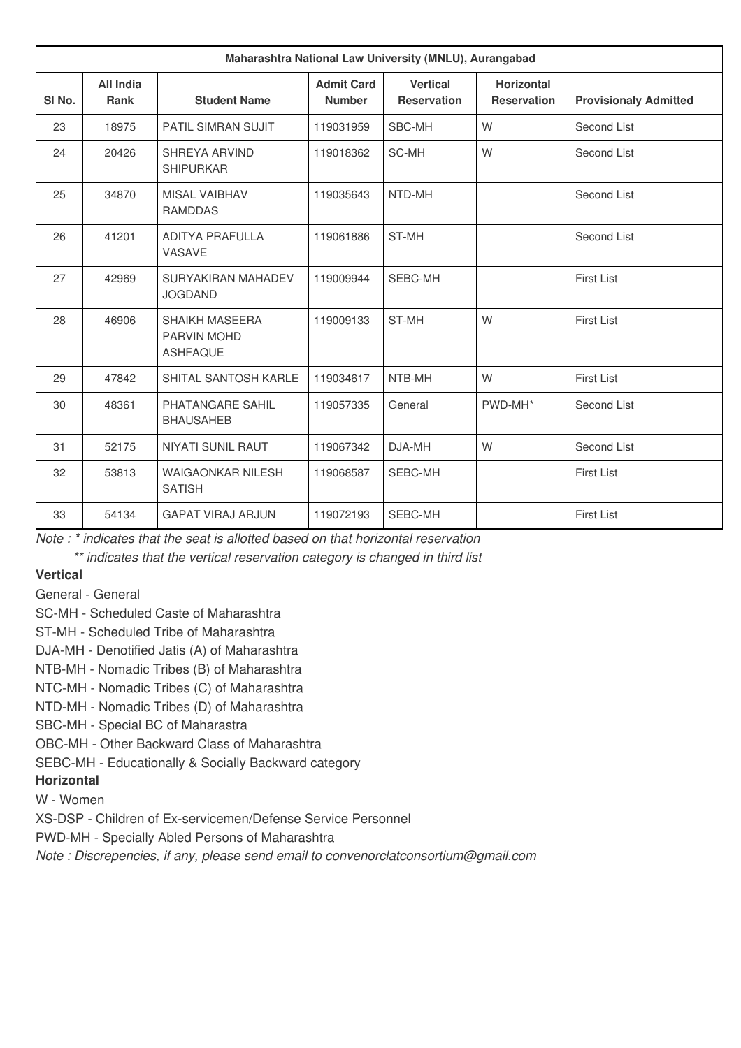| Maharashtra National Law University (MNLU), Aurangabad | | | | | | |
|---|---|---|---|---|---|---|
| Sl No. | All India Rank | Student Name | Admit Card Number | Vertical Reservation | Horizontal Reservation | Provisionaly Admitted |
| 23 | 18975 | PATIL SIMRAN SUJIT | 119031959 | SBC-MH | W | Second List |
| 24 | 20426 | SHREYA ARVIND SHIPURKAR | 119018362 | SC-MH | W | Second List |
| 25 | 34870 | MISAL VAIBHAV RAMDDAS | 119035643 | NTD-MH | | Second List |
| 26 | 41201 | ADITYA PRAFULLA VASAVE | 119061886 | ST-MH | | Second List |
| 27 | 42969 | SURYAKIRAN MAHADEV JOGDAND | 119009944 | SEBC-MH | | First List |
| 28 | 46906 | SHAIKH MASEERA PARVIN MOHD ASHFAQUE | 119009133 | ST-MH | W | First List |
| 29 | 47842 | SHITAL SANTOSH KARLE | 119034617 | NTB-MH | W | First List |
| 30 | 48361 | PHATANGARE SAHIL BHAUSAHEB | 119057335 | General | PWD-MH* | Second List |
| 31 | 52175 | NIYATI SUNIL RAUT | 119067342 | DJA-MH | W | Second List |
| 32 | 53813 | WAIGAONKAR NILESH SATISH | 119068587 | SEBC-MH | | First List |
| 33 | 54134 | GAPAT VIRAJ ARJUN | 119072193 | SEBC-MH | | First List |

*Note : * indicates that the seat is allotted based on that horizontal reservation*

*** indicates that the vertical reservation category is changed in third list*

**Vertical**

General - General

SC-MH - Scheduled Caste of Maharashtra

ST-MH - Scheduled Tribe of Maharashtra

DJA-MH - Denotified Jatis (A) of Maharashtra

NTB-MH - Nomadic Tribes (B) of Maharashtra

NTC-MH - Nomadic Tribes (C) of Maharashtra

NTD-MH - Nomadic Tribes (D) of Maharashtra

SBC-MH - Special BC of Maharastra

OBC-MH - Other Backward Class of Maharashtra

SEBC-MH - Educationally & Socially Backward category

**Horizontal**

W - Women

XS-DSP - Children of Ex-servicemen/Defense Service Personnel

PWD-MH - Specially Abled Persons of Maharashtra

*Note : Discrepencies, if any, please send email to convenorclatconsortium@gmail.com*